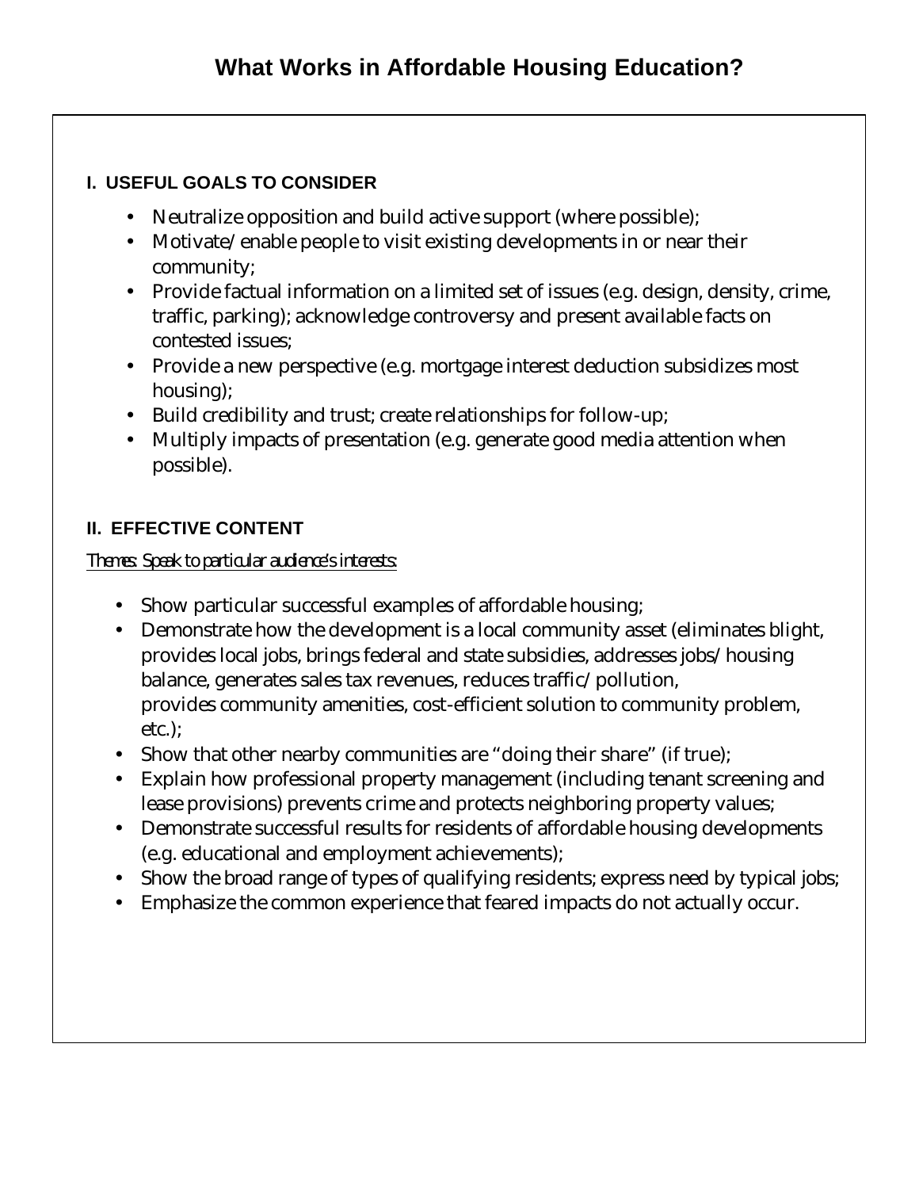# What Works in Affordable Housing Education?

### I. USEFUL GOALS TO CONSIDER

- Neutralize opposition and build active support (where possible);
- Motivate/enable people to visit existing developments in or near their community;
- Provide factual information on a limited set of issues (e.g. design, density, crime, traffic, parking); acknowledge controversy and present available facts on contested issues;
- Provide a new perspective (e.g. mortgage interest deduction subsidizes most housing);
- Build credibility and trust; create relationships for follow-up;
- Multiply impacts of presentation (e.g. generate good media attention when possible).

### II. EFFECTIVE CONTENT

*Themes: Speak to particular audience's interests:*

- Show particular successful examples of affordable housing;
- Demonstrate how the development is a local community asset (eliminates blight, provides local jobs, brings federal and state subsidies, addresses jobs/housing balance, generates sales tax revenues, reduces traffic/pollution, provides community amenities, cost-efficient solution to community problem, etc.);
- Show that other nearby communities are "doing their share" (if true);
- Explain how professional property management (including tenant screening and lease provisions) prevents crime and protects neighboring property values;
- Demonstrate successful results for residents of affordable housing developments (e.g. educational and employment achievements);
- Show the broad range of types of qualifying residents; express need by typical jobs;
- Emphasize the common experience that feared impacts do not actually occur.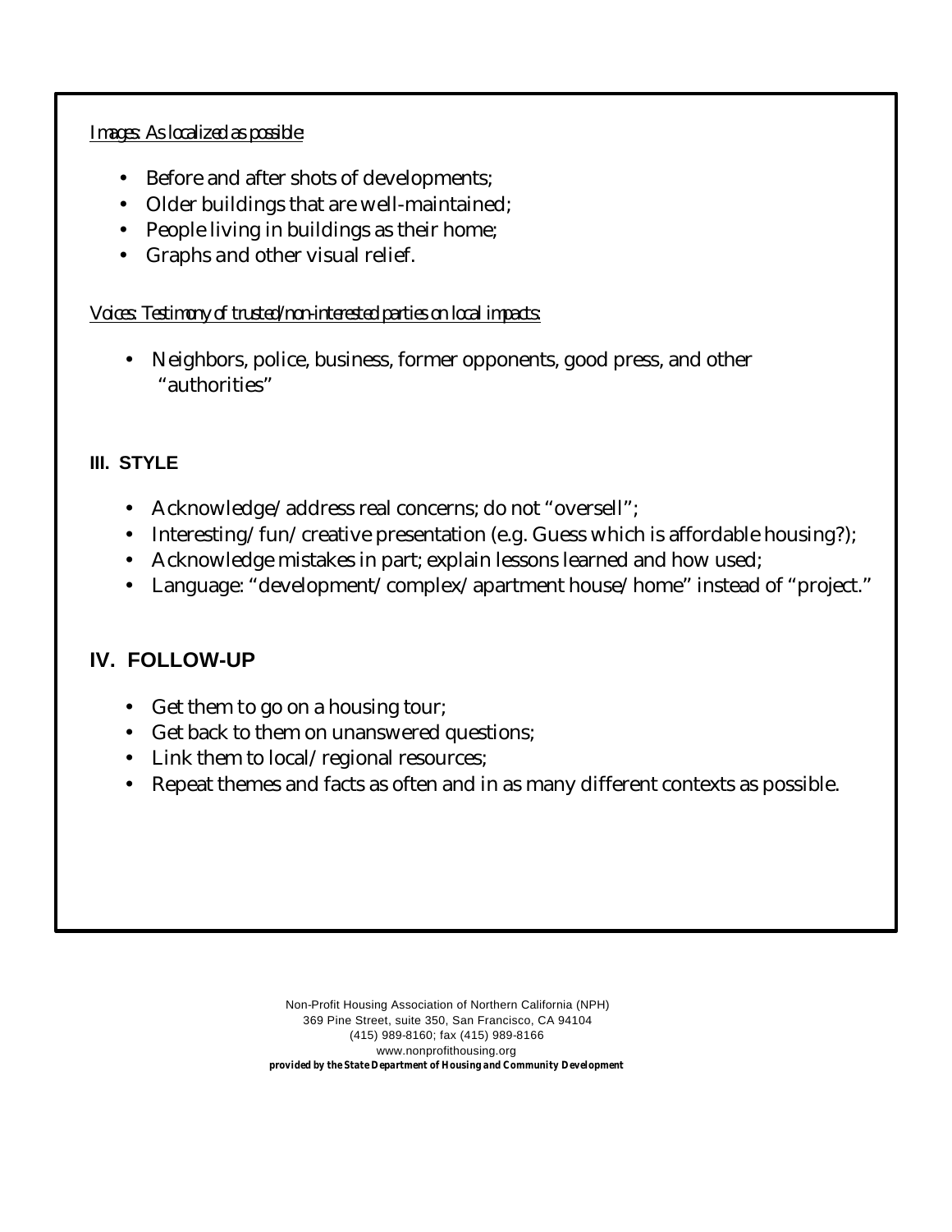*Images: As localized as possible:*

- Before and after shots of developments;
- Older buildings that are well-maintained;
- People living in buildings as their home;
- Graphs and other visual relief.

*Voices: Testimony of trusted/non-interested parties on local impacts:*

- Neighbors, police, business, former opponents, good press, and other "authorities"

## III. STYLE

- Acknowledge/address real concerns; do not "oversell";
- Interesting/fun/creative presentation (e.g. Guess which is affordable housing?);
- Acknowledge mistakes in part; explain lessons learned and how used;
- Language: "development/complex/apartment house/home" instead of "project."

## IV. FOLLOW-UP

- Get them to go on a housing tour;
- Get back to them on unanswered questions;
- Link them to local/regional resources;
- Repeat themes and facts as often and in as many different contexts as possible.

Non-Profit Housing Association of Northern California (NPH)
369 Pine Street, suite 350, San Francisco, CA 94104
(415) 989-8160; fax (415) 989-8166
www.nonprofithousing.org
**provided by the State Department of Housing and Community Development**